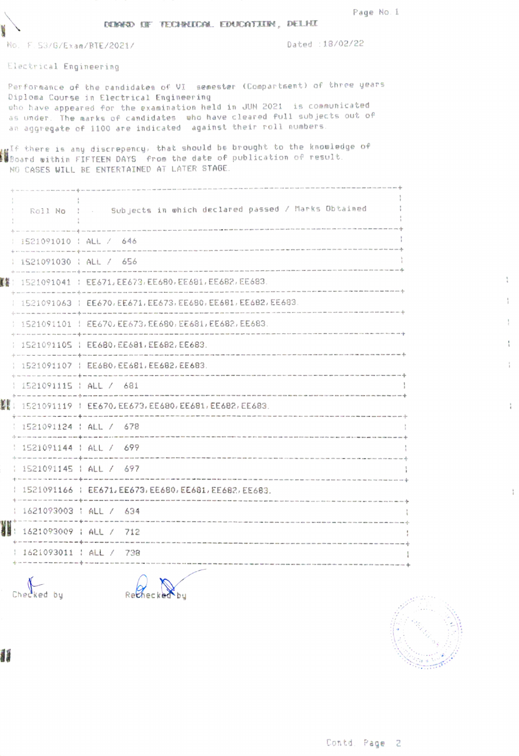BOARD OF TECHNICAL EDUCATION, DELHI

No. F.53/G/Exam/BTE/2021/ Dated :18/02/22

Electrical Engineering

Performance of the candidates of VI semester (Compartment) of three years Diploma Course in Electrical Engineering who have appeared for the examination held in JUN 2021 is communicated as under. The marks of candidates who have cleared full subjects out of an aggregate of 1100 are indicated against their roll numbers.

If there is any discrepency, that should be brought to the knowledge of Board within FIFTEEN DAYS from the date of publication of result. NO CASES WILL BE ENTERTAINED AT LATER STAGE.

| Roll No | Subjects in which declared passed / Marks Obtained |
|---|---|
| 1521091010 | ALL / 646 |
| 1521091030 | ALL / 656 |
| 1521091041 | EE671, EE673, EE680, EE681, EE682, EE683. |
| 1521091063 | EE670, EE671, EE673, EE680, EE681, EE682, EE683. |
| 1521091101 | EE670, EE673, EE680, EE681, EE682, EE683. |
| 1521091105 | EE680, EE681, EE682, EE683. |
| 1521091107 | EE680, EE681, EE682, EE683. |
| 1521091115 | ALL / 681 |
| 1521091119 | EE670, EE673, EE680, EE681, EE682, EE683. |
| 1521091124 | ALL / 678 |
| 1521091144 | ALL / 699 |
| 1521091145 | ALL / 697 |
| 1521091166 | EE671, EE673, EE680, EE681, EE682, EE683. |
| 1621093003 | ALL / 634 |
| 1621093009 | ALL / 712 |
| 1621093011 | ALL / 738 |

Checked by Rechecked by

Contd. Page 2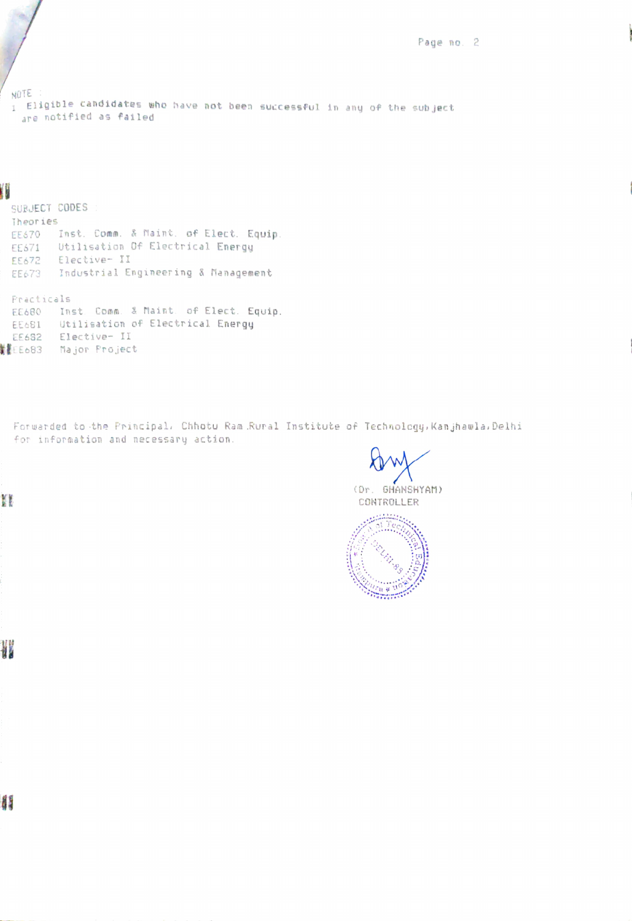NOTE :

1 Eligible candidates who have not been successful in any of the subject are notified as failed

SUBJECT CODES :

Theories

| | |
|---|---|
| EE670 | Inst. Comm. & Maint. of Elect. Equip. |
| EE671 | Utilisation Of Electrical Energy |
| EE672 | Elective- II |
| EE673 | Industrial Engineering & Management |

Practicals

| | |
|---|---|
| EE680 | Inst. Comm. & Maint. of Elect. Equip. |
| EE681 | Utilisation of Electrical Energy |
| EE682 | Elective- II |
| EE683 | Major Project |

Forwarded to the Principal, Chhotu Ram Rural Institute of Technology, Kanjhawla, Delhi for information and necessary action.

(Dr. GHANSHYAM)
CONTROLLER